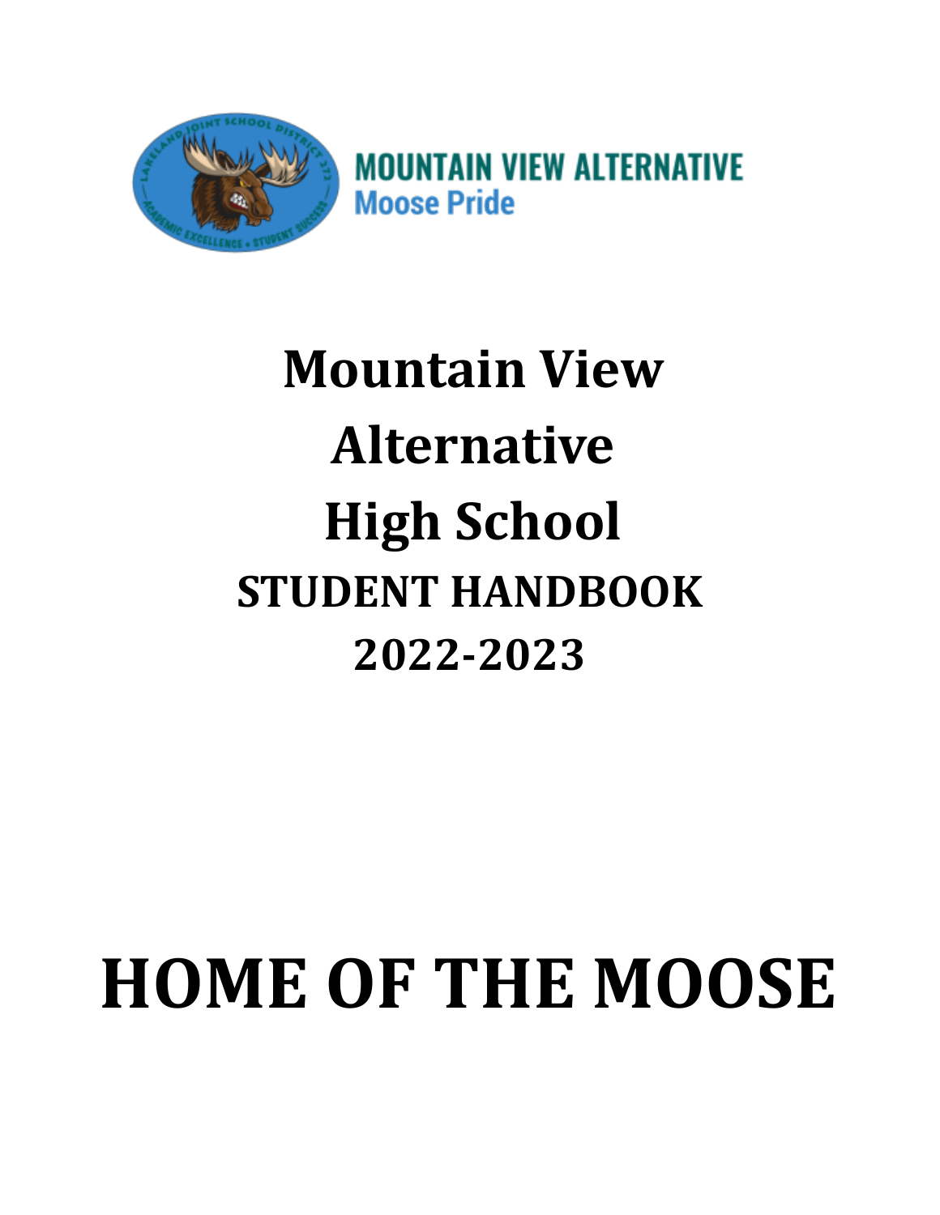MOUNTAIN VIEW ALTERNATIVE
Moose Pride

# Mountain View Alternative High School

## STUDENT HANDBOOK 2022-2023

# HOME OF THE MOOSE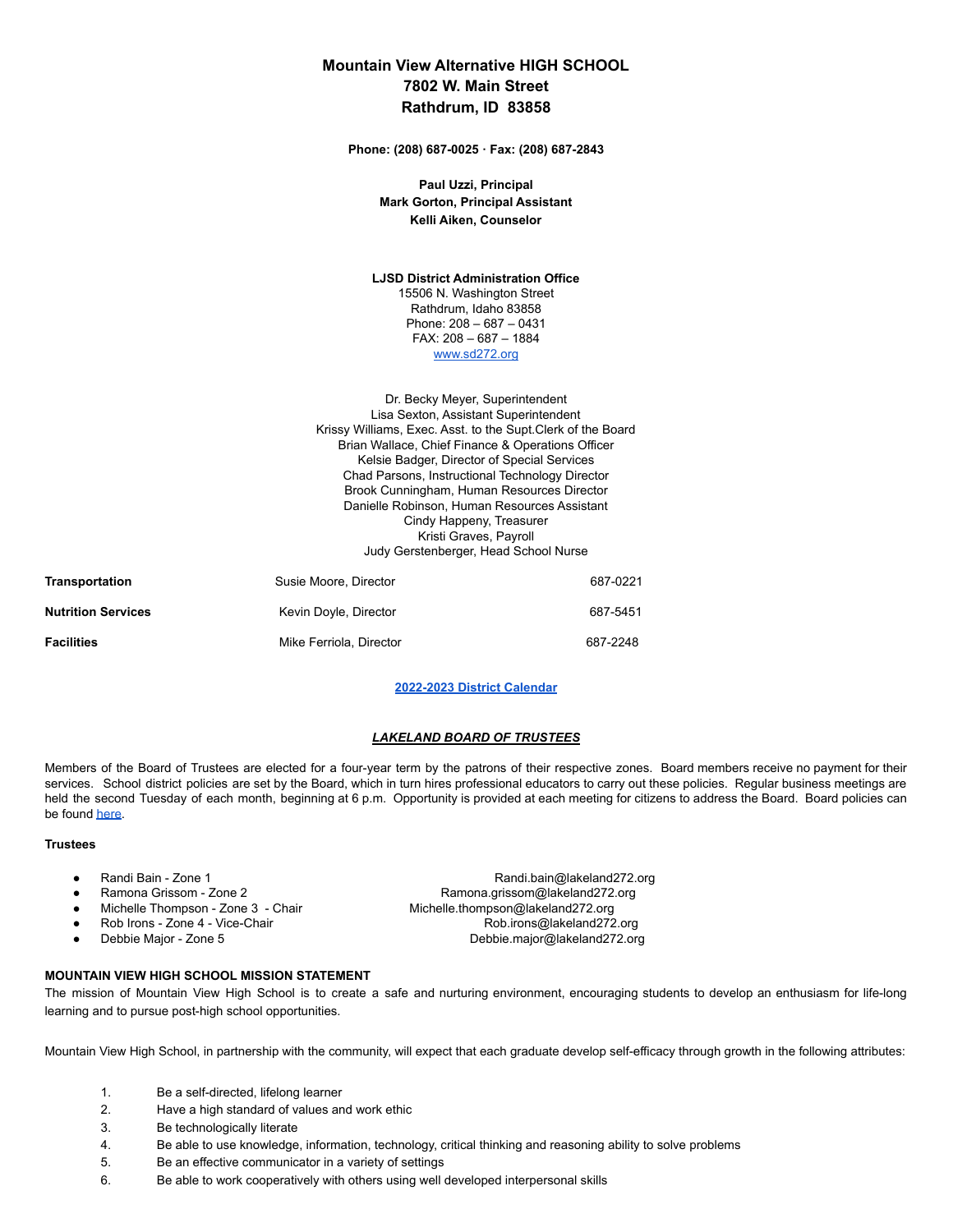# Mountain View Alternative HIGH SCHOOL
# 7802 W. Main Street
# Rathdrum, ID 83858

**Phone: (208) 687-0025 · Fax: (208) 687-2843**

**Paul Uzzi, Principal**
**Mark Gorton, Principal Assistant**
**Kelli Aiken, Counselor**

**LJSD District Administration Office**
15506 N. Washington Street
Rathdrum, Idaho 83858
Phone: 208 – 687 – 0431
FAX: 208 – 687 – 1884
www.sd272.org

Dr. Becky Meyer, Superintendent
Lisa Sexton, Assistant Superintendent
Krissy Williams, Exec. Asst. to the Supt.Clerk of the Board
Brian Wallace, Chief Finance & Operations Officer
Kelsie Badger, Director of Special Services
Chad Parsons, Instructional Technology Director
Brook Cunningham, Human Resources Director
Danielle Robinson, Human Resources Assistant
Cindy Happeny, Treasurer
Kristi Graves, Payroll
Judy Gerstenberger, Head School Nurse

| | | |
|---|---|---|
| **Transportation** | Susie Moore, Director | 687-0221 |
| **Nutrition Services** | Kevin Doyle, Director | 687-5451 |
| **Facilities** | Mike Ferriola, Director | 687-2248 |

**2022-2023 District Calendar**

## ***LAKELAND BOARD OF TRUSTEES***

Members of the Board of Trustees are elected for a four-year term by the patrons of their respective zones. Board members receive no payment for their services. School district policies are set by the Board, which in turn hires professional educators to carry out these policies. Regular business meetings are held the second Tuesday of each month, beginning at 6 p.m. Opportunity is provided at each meeting for citizens to address the Board. Board policies can be found here.

**Trustees**

- Randi Bain - Zone 1 — Randi.bain@lakeland272.org
- Ramona Grissom - Zone 2 — Ramona.grissom@lakeland272.org
- Michelle Thompson - Zone 3 - Chair — Michelle.thompson@lakeland272.org
- Rob Irons - Zone 4 - Vice-Chair — Rob.irons@lakeland272.org
- Debbie Major - Zone 5 — Debbie.major@lakeland272.org

**MOUNTAIN VIEW HIGH SCHOOL MISSION STATEMENT**

The mission of Mountain View High School is to create a safe and nurturing environment, encouraging students to develop an enthusiasm for life-long learning and to pursue post-high school opportunities.

Mountain View High School, in partnership with the community, will expect that each graduate develop self-efficacy through growth in the following attributes:

1. Be a self-directed, lifelong learner
2. Have a high standard of values and work ethic
3. Be technologically literate
4. Be able to use knowledge, information, technology, critical thinking and reasoning ability to solve problems
5. Be an effective communicator in a variety of settings
6. Be able to work cooperatively with others using well developed interpersonal skills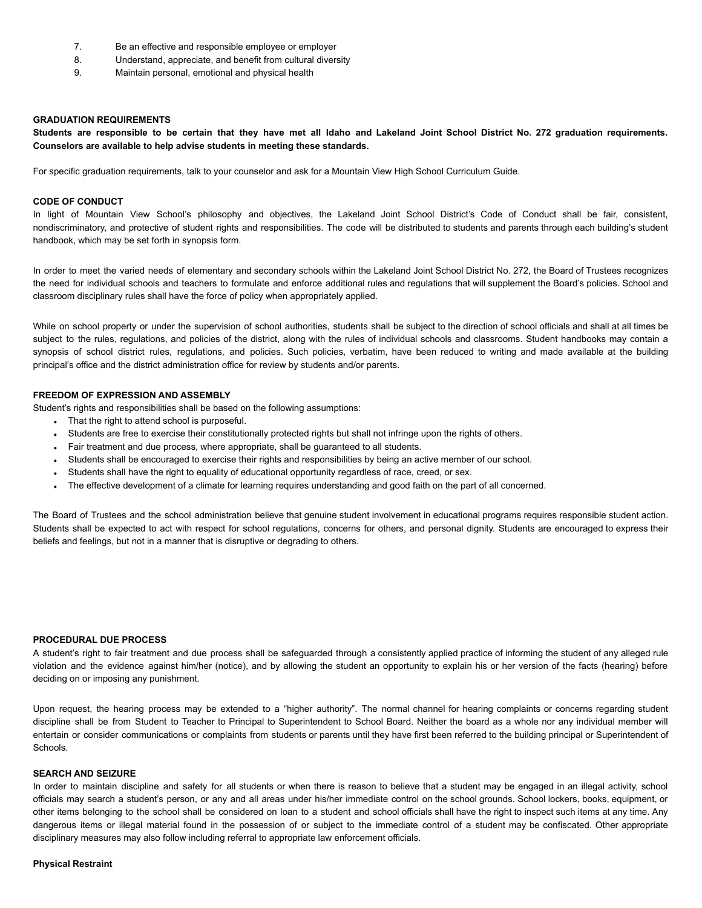7. Be an effective and responsible employee or employer
8. Understand, appreciate, and benefit from cultural diversity
9. Maintain personal, emotional and physical health

**GRADUATION REQUIREMENTS**

**Students are responsible to be certain that they have met all Idaho and Lakeland Joint School District No. 272 graduation requirements. Counselors are available to help advise students in meeting these standards.**

For specific graduation requirements, talk to your counselor and ask for a Mountain View High School Curriculum Guide.

**CODE OF CONDUCT**

In light of Mountain View School's philosophy and objectives, the Lakeland Joint School District's Code of Conduct shall be fair, consistent, nondiscriminatory, and protective of student rights and responsibilities. The code will be distributed to students and parents through each building's student handbook, which may be set forth in synopsis form.

In order to meet the varied needs of elementary and secondary schools within the Lakeland Joint School District No. 272, the Board of Trustees recognizes the need for individual schools and teachers to formulate and enforce additional rules and regulations that will supplement the Board's policies. School and classroom disciplinary rules shall have the force of policy when appropriately applied.

While on school property or under the supervision of school authorities, students shall be subject to the direction of school officials and shall at all times be subject to the rules, regulations, and policies of the district, along with the rules of individual schools and classrooms. Student handbooks may contain a synopsis of school district rules, regulations, and policies. Such policies, verbatim, have been reduced to writing and made available at the building principal's office and the district administration office for review by students and/or parents.

**FREEDOM OF EXPRESSION AND ASSEMBLY**

Student's rights and responsibilities shall be based on the following assumptions:

- That the right to attend school is purposeful.
- Students are free to exercise their constitutionally protected rights but shall not infringe upon the rights of others.
- Fair treatment and due process, where appropriate, shall be guaranteed to all students.
- Students shall be encouraged to exercise their rights and responsibilities by being an active member of our school.
- Students shall have the right to equality of educational opportunity regardless of race, creed, or sex.
- The effective development of a climate for learning requires understanding and good faith on the part of all concerned.

The Board of Trustees and the school administration believe that genuine student involvement in educational programs requires responsible student action. Students shall be expected to act with respect for school regulations, concerns for others, and personal dignity. Students are encouraged to express their beliefs and feelings, but not in a manner that is disruptive or degrading to others.

**PROCEDURAL DUE PROCESS**

A student's right to fair treatment and due process shall be safeguarded through a consistently applied practice of informing the student of any alleged rule violation and the evidence against him/her (notice), and by allowing the student an opportunity to explain his or her version of the facts (hearing) before deciding on or imposing any punishment.

Upon request, the hearing process may be extended to a "higher authority". The normal channel for hearing complaints or concerns regarding student discipline shall be from Student to Teacher to Principal to Superintendent to School Board. Neither the board as a whole nor any individual member will entertain or consider communications or complaints from students or parents until they have first been referred to the building principal or Superintendent of Schools.

**SEARCH AND SEIZURE**

In order to maintain discipline and safety for all students or when there is reason to believe that a student may be engaged in an illegal activity, school officials may search a student's person, or any and all areas under his/her immediate control on the school grounds. School lockers, books, equipment, or other items belonging to the school shall be considered on loan to a student and school officials shall have the right to inspect such items at any time. Any dangerous items or illegal material found in the possession of or subject to the immediate control of a student may be confiscated. Other appropriate disciplinary measures may also follow including referral to appropriate law enforcement officials.

**Physical Restraint**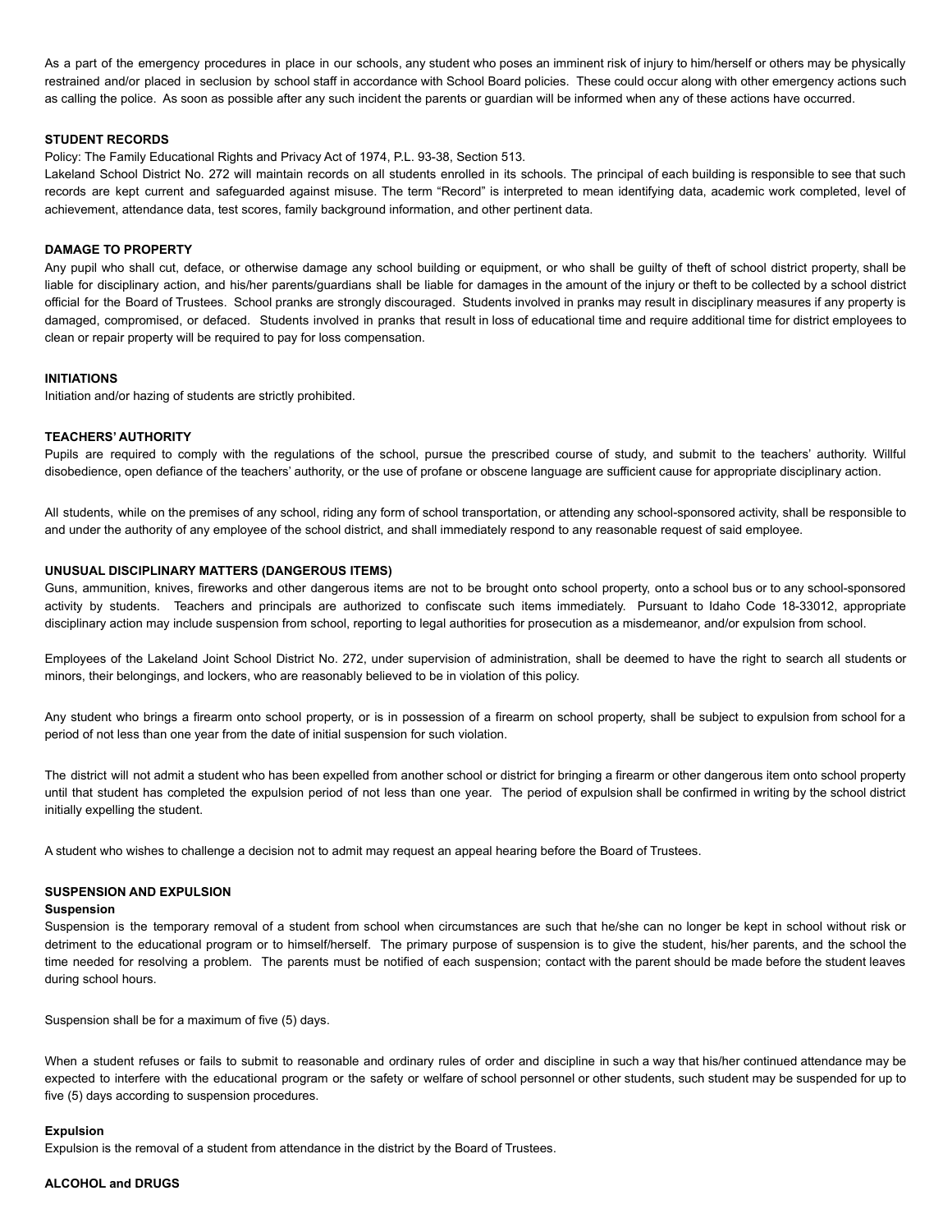As a part of the emergency procedures in place in our schools, any student who poses an imminent risk of injury to him/herself or others may be physically restrained and/or placed in seclusion by school staff in accordance with School Board policies. These could occur along with other emergency actions such as calling the police. As soon as possible after any such incident the parents or guardian will be informed when any of these actions have occurred.

**STUDENT RECORDS**

Policy: The Family Educational Rights and Privacy Act of 1974, P.L. 93-38, Section 513.

Lakeland School District No. 272 will maintain records on all students enrolled in its schools. The principal of each building is responsible to see that such records are kept current and safeguarded against misuse. The term "Record" is interpreted to mean identifying data, academic work completed, level of achievement, attendance data, test scores, family background information, and other pertinent data.

**DAMAGE TO PROPERTY**

Any pupil who shall cut, deface, or otherwise damage any school building or equipment, or who shall be guilty of theft of school district property, shall be liable for disciplinary action, and his/her parents/guardians shall be liable for damages in the amount of the injury or theft to be collected by a school district official for the Board of Trustees. School pranks are strongly discouraged. Students involved in pranks may result in disciplinary measures if any property is damaged, compromised, or defaced. Students involved in pranks that result in loss of educational time and require additional time for district employees to clean or repair property will be required to pay for loss compensation.

**INITIATIONS**

Initiation and/or hazing of students are strictly prohibited.

**TEACHERS' AUTHORITY**

Pupils are required to comply with the regulations of the school, pursue the prescribed course of study, and submit to the teachers' authority. Willful disobedience, open defiance of the teachers' authority, or the use of profane or obscene language are sufficient cause for appropriate disciplinary action.

All students, while on the premises of any school, riding any form of school transportation, or attending any school-sponsored activity, shall be responsible to and under the authority of any employee of the school district, and shall immediately respond to any reasonable request of said employee.

**UNUSUAL DISCIPLINARY MATTERS (DANGEROUS ITEMS)**

Guns, ammunition, knives, fireworks and other dangerous items are not to be brought onto school property, onto a school bus or to any school-sponsored activity by students. Teachers and principals are authorized to confiscate such items immediately. Pursuant to Idaho Code 18-33012, appropriate disciplinary action may include suspension from school, reporting to legal authorities for prosecution as a misdemeanor, and/or expulsion from school.

Employees of the Lakeland Joint School District No. 272, under supervision of administration, shall be deemed to have the right to search all students or minors, their belongings, and lockers, who are reasonably believed to be in violation of this policy.

Any student who brings a firearm onto school property, or is in possession of a firearm on school property, shall be subject to expulsion from school for a period of not less than one year from the date of initial suspension for such violation.

The district will not admit a student who has been expelled from another school or district for bringing a firearm or other dangerous item onto school property until that student has completed the expulsion period of not less than one year. The period of expulsion shall be confirmed in writing by the school district initially expelling the student.

A student who wishes to challenge a decision not to admit may request an appeal hearing before the Board of Trustees.

**SUSPENSION AND EXPULSION**

**Suspension**

Suspension is the temporary removal of a student from school when circumstances are such that he/she can no longer be kept in school without risk or detriment to the educational program or to himself/herself. The primary purpose of suspension is to give the student, his/her parents, and the school the time needed for resolving a problem. The parents must be notified of each suspension; contact with the parent should be made before the student leaves during school hours.

Suspension shall be for a maximum of five (5) days.

When a student refuses or fails to submit to reasonable and ordinary rules of order and discipline in such a way that his/her continued attendance may be expected to interfere with the educational program or the safety or welfare of school personnel or other students, such student may be suspended for up to five (5) days according to suspension procedures.

**Expulsion**

Expulsion is the removal of a student from attendance in the district by the Board of Trustees.

**ALCOHOL and DRUGS**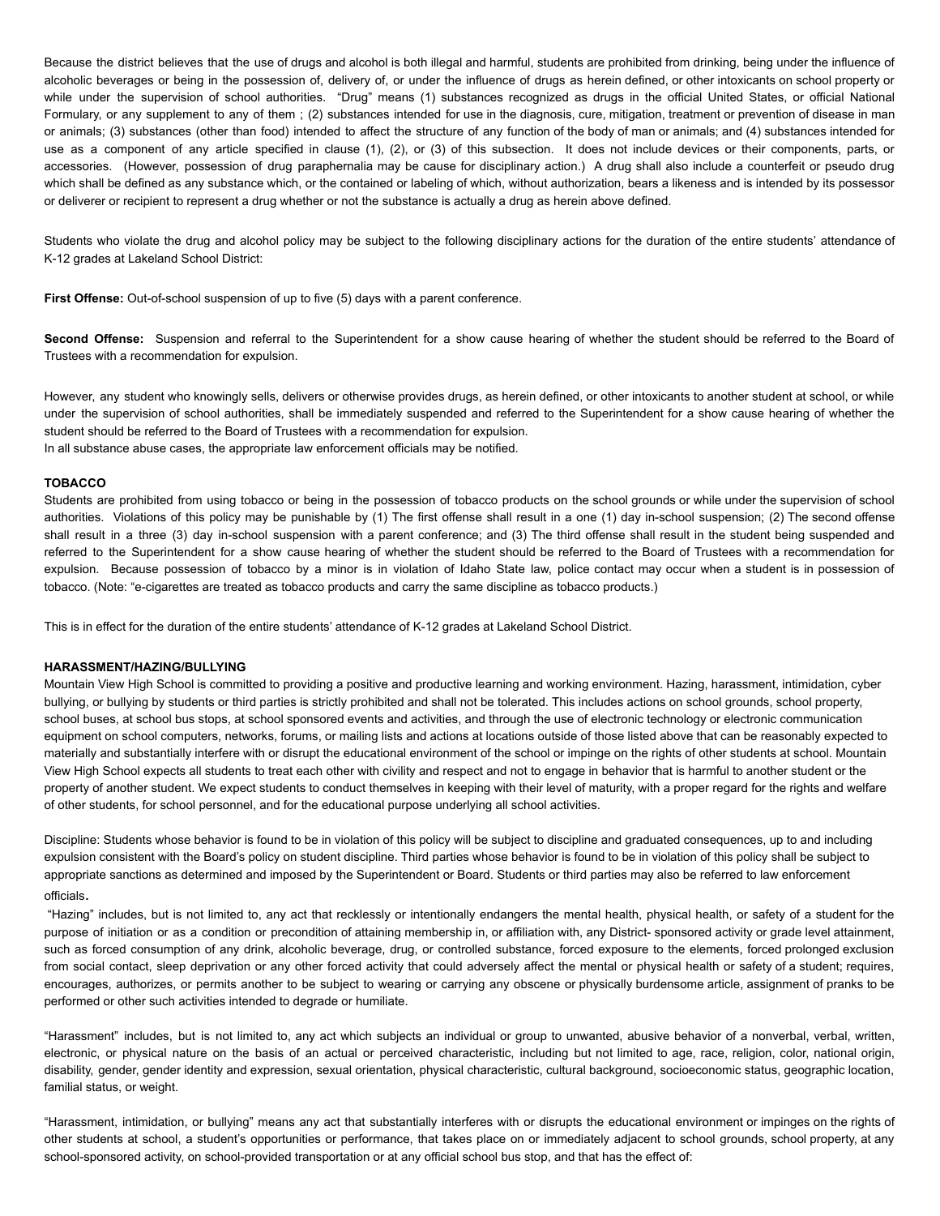Because the district believes that the use of drugs and alcohol is both illegal and harmful, students are prohibited from drinking, being under the influence of alcoholic beverages or being in the possession of, delivery of, or under the influence of drugs as herein defined, or other intoxicants on school property or while under the supervision of school authorities. "Drug" means (1) substances recognized as drugs in the official United States, or official National Formulary, or any supplement to any of them ; (2) substances intended for use in the diagnosis, cure, mitigation, treatment or prevention of disease in man or animals; (3) substances (other than food) intended to affect the structure of any function of the body of man or animals; and (4) substances intended for use as a component of any article specified in clause (1), (2), or (3) of this subsection. It does not include devices or their components, parts, or accessories. (However, possession of drug paraphernalia may be cause for disciplinary action.) A drug shall also include a counterfeit or pseudo drug which shall be defined as any substance which, or the contained or labeling of which, without authorization, bears a likeness and is intended by its possessor or deliverer or recipient to represent a drug whether or not the substance is actually a drug as herein above defined.

Students who violate the drug and alcohol policy may be subject to the following disciplinary actions for the duration of the entire students' attendance of K-12 grades at Lakeland School District:

**First Offense:** Out-of-school suspension of up to five (5) days with a parent conference.

**Second Offense:** Suspension and referral to the Superintendent for a show cause hearing of whether the student should be referred to the Board of Trustees with a recommendation for expulsion.

However, any student who knowingly sells, delivers or otherwise provides drugs, as herein defined, or other intoxicants to another student at school, or while under the supervision of school authorities, shall be immediately suspended and referred to the Superintendent for a show cause hearing of whether the student should be referred to the Board of Trustees with a recommendation for expulsion.
In all substance abuse cases, the appropriate law enforcement officials may be notified.

**TOBACCO**

Students are prohibited from using tobacco or being in the possession of tobacco products on the school grounds or while under the supervision of school authorities. Violations of this policy may be punishable by (1) The first offense shall result in a one (1) day in-school suspension; (2) The second offense shall result in a three (3) day in-school suspension with a parent conference; and (3) The third offense shall result in the student being suspended and referred to the Superintendent for a show cause hearing of whether the student should be referred to the Board of Trustees with a recommendation for expulsion. Because possession of tobacco by a minor is in violation of Idaho State law, police contact may occur when a student is in possession of tobacco. (Note: "e-cigarettes are treated as tobacco products and carry the same discipline as tobacco products.)

This is in effect for the duration of the entire students' attendance of K-12 grades at Lakeland School District.

**HARASSMENT/HAZING/BULLYING**

Mountain View High School is committed to providing a positive and productive learning and working environment. Hazing, harassment, intimidation, cyber bullying, or bullying by students or third parties is strictly prohibited and shall not be tolerated. This includes actions on school grounds, school property, school buses, at school bus stops, at school sponsored events and activities, and through the use of electronic technology or electronic communication equipment on school computers, networks, forums, or mailing lists and actions at locations outside of those listed above that can be reasonably expected to materially and substantially interfere with or disrupt the educational environment of the school or impinge on the rights of other students at school. Mountain View High School expects all students to treat each other with civility and respect and not to engage in behavior that is harmful to another student or the property of another student. We expect students to conduct themselves in keeping with their level of maturity, with a proper regard for the rights and welfare of other students, for school personnel, and for the educational purpose underlying all school activities.

Discipline: Students whose behavior is found to be in violation of this policy will be subject to discipline and graduated consequences, up to and including expulsion consistent with the Board's policy on student discipline. Third parties whose behavior is found to be in violation of this policy shall be subject to appropriate sanctions as determined and imposed by the Superintendent or Board. Students or third parties may also be referred to law enforcement officials.

"Hazing" includes, but is not limited to, any act that recklessly or intentionally endangers the mental health, physical health, or safety of a student for the purpose of initiation or as a condition or precondition of attaining membership in, or affiliation with, any District- sponsored activity or grade level attainment, such as forced consumption of any drink, alcoholic beverage, drug, or controlled substance, forced exposure to the elements, forced prolonged exclusion from social contact, sleep deprivation or any other forced activity that could adversely affect the mental or physical health or safety of a student; requires, encourages, authorizes, or permits another to be subject to wearing or carrying any obscene or physically burdensome article, assignment of pranks to be performed or other such activities intended to degrade or humiliate.

"Harassment" includes, but is not limited to, any act which subjects an individual or group to unwanted, abusive behavior of a nonverbal, verbal, written, electronic, or physical nature on the basis of an actual or perceived characteristic, including but not limited to age, race, religion, color, national origin, disability, gender, gender identity and expression, sexual orientation, physical characteristic, cultural background, socioeconomic status, geographic location, familial status, or weight.

"Harassment, intimidation, or bullying" means any act that substantially interferes with or disrupts the educational environment or impinges on the rights of other students at school, a student's opportunities or performance, that takes place on or immediately adjacent to school grounds, school property, at any school-sponsored activity, on school-provided transportation or at any official school bus stop, and that has the effect of: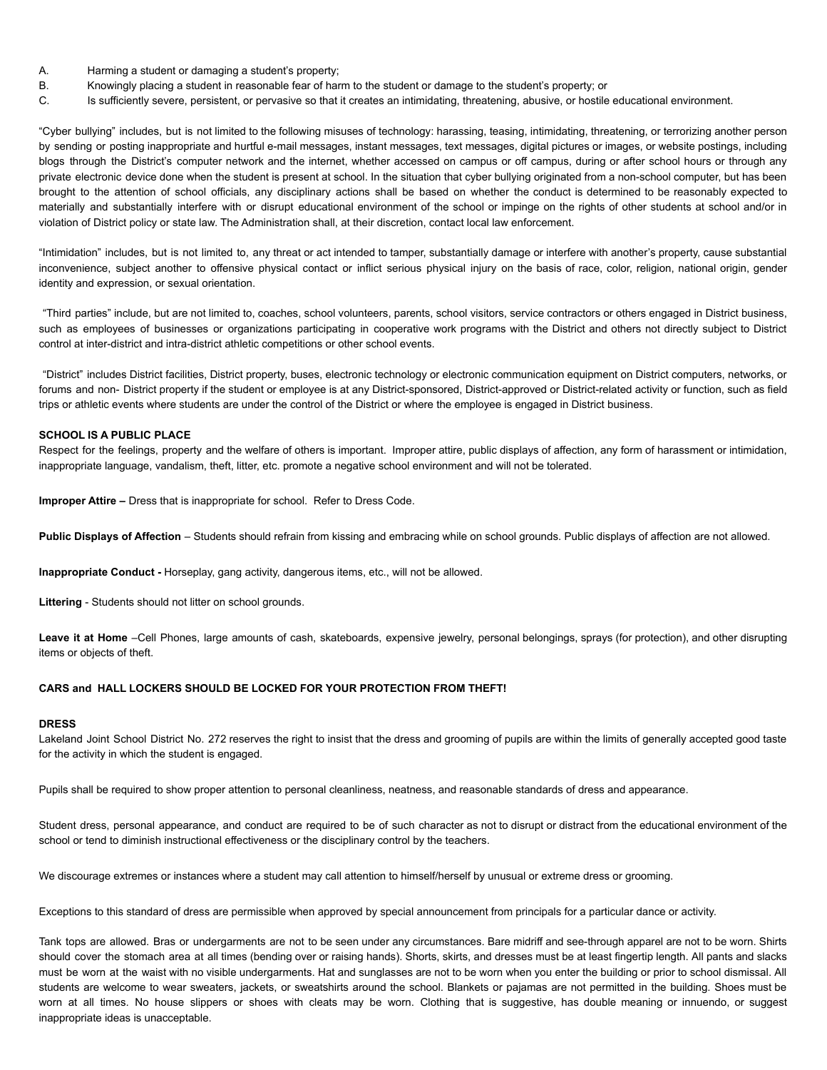A. Harming a student or damaging a student's property;
B. Knowingly placing a student in reasonable fear of harm to the student or damage to the student's property; or
C. Is sufficiently severe, persistent, or pervasive so that it creates an intimidating, threatening, abusive, or hostile educational environment.

"Cyber bullying" includes, but is not limited to the following misuses of technology: harassing, teasing, intimidating, threatening, or terrorizing another person by sending or posting inappropriate and hurtful e-mail messages, instant messages, text messages, digital pictures or images, or website postings, including blogs through the District's computer network and the internet, whether accessed on campus or off campus, during or after school hours or through any private electronic device done when the student is present at school. In the situation that cyber bullying originated from a non-school computer, but has been brought to the attention of school officials, any disciplinary actions shall be based on whether the conduct is determined to be reasonably expected to materially and substantially interfere with or disrupt educational environment of the school or impinge on the rights of other students at school and/or in violation of District policy or state law. The Administration shall, at their discretion, contact local law enforcement.

"Intimidation" includes, but is not limited to, any threat or act intended to tamper, substantially damage or interfere with another's property, cause substantial inconvenience, subject another to offensive physical contact or inflict serious physical injury on the basis of race, color, religion, national origin, gender identity and expression, or sexual orientation.

"Third parties" include, but are not limited to, coaches, school volunteers, parents, school visitors, service contractors or others engaged in District business, such as employees of businesses or organizations participating in cooperative work programs with the District and others not directly subject to District control at inter-district and intra-district athletic competitions or other school events.

"District" includes District facilities, District property, buses, electronic technology or electronic communication equipment on District computers, networks, or forums and non- District property if the student or employee is at any District-sponsored, District-approved or District-related activity or function, such as field trips or athletic events where students are under the control of the District or where the employee is engaged in District business.

**SCHOOL IS A PUBLIC PLACE**

Respect for the feelings, property and the welfare of others is important. Improper attire, public displays of affection, any form of harassment or intimidation, inappropriate language, vandalism, theft, litter, etc. promote a negative school environment and will not be tolerated.

**Improper Attire –** Dress that is inappropriate for school. Refer to Dress Code.

**Public Displays of Affection** – Students should refrain from kissing and embracing while on school grounds. Public displays of affection are not allowed.

**Inappropriate Conduct -** Horseplay, gang activity, dangerous items, etc., will not be allowed.

**Littering** - Students should not litter on school grounds.

**Leave it at Home** –Cell Phones, large amounts of cash, skateboards, expensive jewelry, personal belongings, sprays (for protection), and other disrupting items or objects of theft.

**CARS and HALL LOCKERS SHOULD BE LOCKED FOR YOUR PROTECTION FROM THEFT!**

**DRESS**

Lakeland Joint School District No. 272 reserves the right to insist that the dress and grooming of pupils are within the limits of generally accepted good taste for the activity in which the student is engaged.

Pupils shall be required to show proper attention to personal cleanliness, neatness, and reasonable standards of dress and appearance.

Student dress, personal appearance, and conduct are required to be of such character as not to disrupt or distract from the educational environment of the school or tend to diminish instructional effectiveness or the disciplinary control by the teachers.

We discourage extremes or instances where a student may call attention to himself/herself by unusual or extreme dress or grooming.

Exceptions to this standard of dress are permissible when approved by special announcement from principals for a particular dance or activity.

Tank tops are allowed. Bras or undergarments are not to be seen under any circumstances. Bare midriff and see-through apparel are not to be worn. Shirts should cover the stomach area at all times (bending over or raising hands). Shorts, skirts, and dresses must be at least fingertip length. All pants and slacks must be worn at the waist with no visible undergarments. Hat and sunglasses are not to be worn when you enter the building or prior to school dismissal. All students are welcome to wear sweaters, jackets, or sweatshirts around the school. Blankets or pajamas are not permitted in the building. Shoes must be worn at all times. No house slippers or shoes with cleats may be worn. Clothing that is suggestive, has double meaning or innuendo, or suggest inappropriate ideas is unacceptable.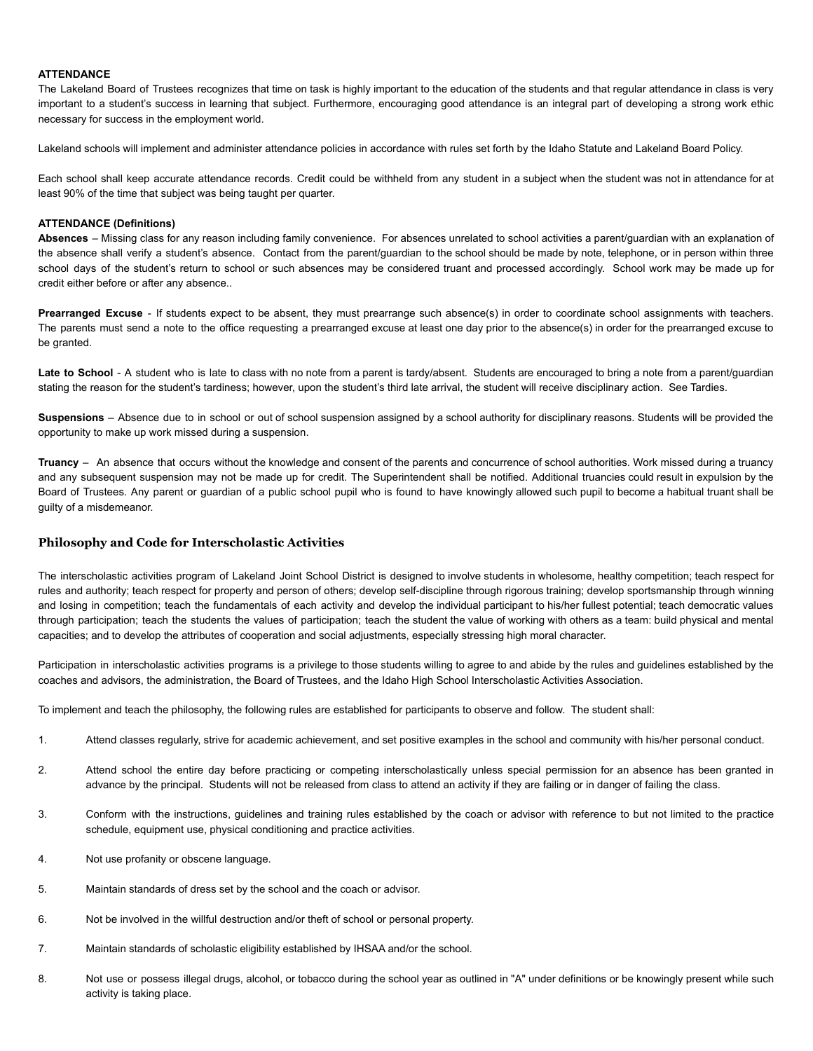**ATTENDANCE**

The Lakeland Board of Trustees recognizes that time on task is highly important to the education of the students and that regular attendance in class is very important to a student's success in learning that subject. Furthermore, encouraging good attendance is an integral part of developing a strong work ethic necessary for success in the employment world.

Lakeland schools will implement and administer attendance policies in accordance with rules set forth by the Idaho Statute and Lakeland Board Policy.

Each school shall keep accurate attendance records. Credit could be withheld from any student in a subject when the student was not in attendance for at least 90% of the time that subject was being taught per quarter.

**ATTENDANCE (Definitions)**

**Absences** – Missing class for any reason including family convenience. For absences unrelated to school activities a parent/guardian with an explanation of the absence shall verify a student's absence. Contact from the parent/guardian to the school should be made by note, telephone, or in person within three school days of the student's return to school or such absences may be considered truant and processed accordingly. School work may be made up for credit either before or after any absence..

**Prearranged Excuse** - If students expect to be absent, they must prearrange such absence(s) in order to coordinate school assignments with teachers. The parents must send a note to the office requesting a prearranged excuse at least one day prior to the absence(s) in order for the prearranged excuse to be granted.

**Late to School** - A student who is late to class with no note from a parent is tardy/absent. Students are encouraged to bring a note from a parent/guardian stating the reason for the student's tardiness; however, upon the student's third late arrival, the student will receive disciplinary action. See Tardies.

**Suspensions** – Absence due to in school or out of school suspension assigned by a school authority for disciplinary reasons. Students will be provided the opportunity to make up work missed during a suspension.

**Truancy** – An absence that occurs without the knowledge and consent of the parents and concurrence of school authorities. Work missed during a truancy and any subsequent suspension may not be made up for credit. The Superintendent shall be notified. Additional truancies could result in expulsion by the Board of Trustees. Any parent or guardian of a public school pupil who is found to have knowingly allowed such pupil to become a habitual truant shall be guilty of a misdemeanor.

## Philosophy and Code for Interscholastic Activities

The interscholastic activities program of Lakeland Joint School District is designed to involve students in wholesome, healthy competition; teach respect for rules and authority; teach respect for property and person of others; develop self-discipline through rigorous training; develop sportsmanship through winning and losing in competition; teach the fundamentals of each activity and develop the individual participant to his/her fullest potential; teach democratic values through participation; teach the students the values of participation; teach the student the value of working with others as a team: build physical and mental capacities; and to develop the attributes of cooperation and social adjustments, especially stressing high moral character.

Participation in interscholastic activities programs is a privilege to those students willing to agree to and abide by the rules and guidelines established by the coaches and advisors, the administration, the Board of Trustees, and the Idaho High School Interscholastic Activities Association.

To implement and teach the philosophy, the following rules are established for participants to observe and follow. The student shall:

1. Attend classes regularly, strive for academic achievement, and set positive examples in the school and community with his/her personal conduct.
2. Attend school the entire day before practicing or competing interscholastically unless special permission for an absence has been granted in advance by the principal. Students will not be released from class to attend an activity if they are failing or in danger of failing the class.
3. Conform with the instructions, guidelines and training rules established by the coach or advisor with reference to but not limited to the practice schedule, equipment use, physical conditioning and practice activities.
4. Not use profanity or obscene language.
5. Maintain standards of dress set by the school and the coach or advisor.
6. Not be involved in the willful destruction and/or theft of school or personal property.
7. Maintain standards of scholastic eligibility established by IHSAA and/or the school.
8. Not use or possess illegal drugs, alcohol, or tobacco during the school year as outlined in "A" under definitions or be knowingly present while such activity is taking place.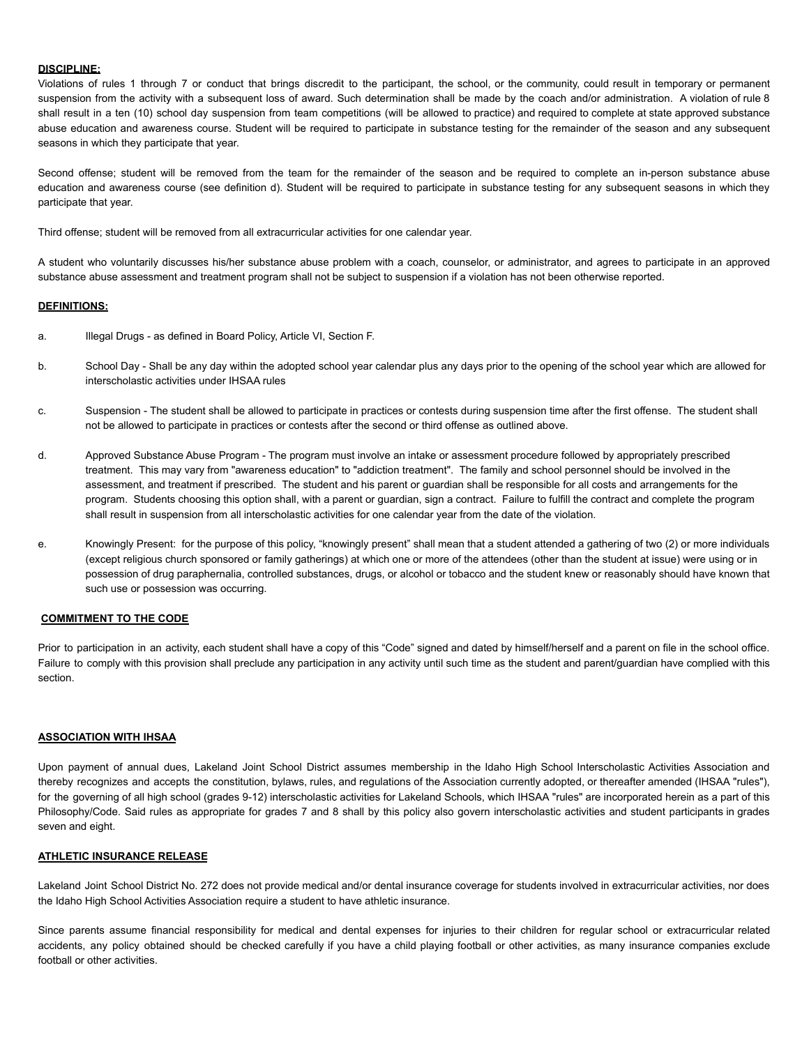**DISCIPLINE:**

Violations of rules 1 through 7 or conduct that brings discredit to the participant, the school, or the community, could result in temporary or permanent suspension from the activity with a subsequent loss of award. Such determination shall be made by the coach and/or administration. A violation of rule 8 shall result in a ten (10) school day suspension from team competitions (will be allowed to practice) and required to complete at state approved substance abuse education and awareness course. Student will be required to participate in substance testing for the remainder of the season and any subsequent seasons in which they participate that year.

Second offense; student will be removed from the team for the remainder of the season and be required to complete an in-person substance abuse education and awareness course (see definition d). Student will be required to participate in substance testing for any subsequent seasons in which they participate that year.

Third offense; student will be removed from all extracurricular activities for one calendar year.

A student who voluntarily discusses his/her substance abuse problem with a coach, counselor, or administrator, and agrees to participate in an approved substance abuse assessment and treatment program shall not be subject to suspension if a violation has not been otherwise reported.

**DEFINITIONS:**

a. Illegal Drugs - as defined in Board Policy, Article VI, Section F.

b. School Day - Shall be any day within the adopted school year calendar plus any days prior to the opening of the school year which are allowed for interscholastic activities under IHSAA rules

c. Suspension - The student shall be allowed to participate in practices or contests during suspension time after the first offense. The student shall not be allowed to participate in practices or contests after the second or third offense as outlined above.

d. Approved Substance Abuse Program - The program must involve an intake or assessment procedure followed by appropriately prescribed treatment. This may vary from "awareness education" to "addiction treatment". The family and school personnel should be involved in the assessment, and treatment if prescribed. The student and his parent or guardian shall be responsible for all costs and arrangements for the program. Students choosing this option shall, with a parent or guardian, sign a contract. Failure to fulfill the contract and complete the program shall result in suspension from all interscholastic activities for one calendar year from the date of the violation.

e. Knowingly Present: for the purpose of this policy, "knowingly present" shall mean that a student attended a gathering of two (2) or more individuals (except religious church sponsored or family gatherings) at which one or more of the attendees (other than the student at issue) were using or in possession of drug paraphernalia, controlled substances, drugs, or alcohol or tobacco and the student knew or reasonably should have known that such use or possession was occurring.

**COMMITMENT TO THE CODE**

Prior to participation in an activity, each student shall have a copy of this "Code" signed and dated by himself/herself and a parent on file in the school office. Failure to comply with this provision shall preclude any participation in any activity until such time as the student and parent/guardian have complied with this section.

**ASSOCIATION WITH IHSAA**

Upon payment of annual dues, Lakeland Joint School District assumes membership in the Idaho High School Interscholastic Activities Association and thereby recognizes and accepts the constitution, bylaws, rules, and regulations of the Association currently adopted, or thereafter amended (IHSAA "rules"), for the governing of all high school (grades 9-12) interscholastic activities for Lakeland Schools, which IHSAA "rules" are incorporated herein as a part of this Philosophy/Code. Said rules as appropriate for grades 7 and 8 shall by this policy also govern interscholastic activities and student participants in grades seven and eight.

**ATHLETIC INSURANCE RELEASE**

Lakeland Joint School District No. 272 does not provide medical and/or dental insurance coverage for students involved in extracurricular activities, nor does the Idaho High School Activities Association require a student to have athletic insurance.

Since parents assume financial responsibility for medical and dental expenses for injuries to their children for regular school or extracurricular related accidents, any policy obtained should be checked carefully if you have a child playing football or other activities, as many insurance companies exclude football or other activities.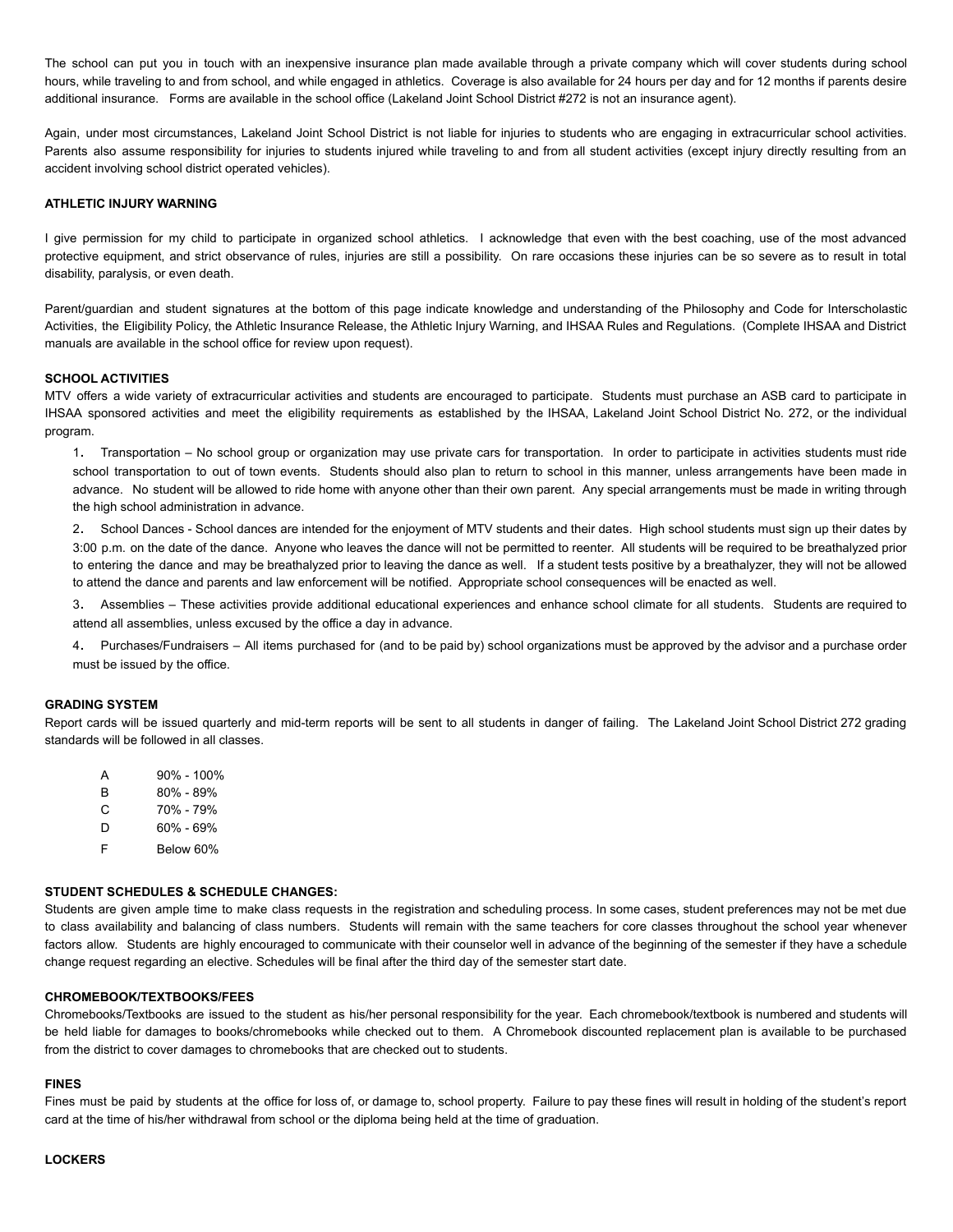The school can put you in touch with an inexpensive insurance plan made available through a private company which will cover students during school hours, while traveling to and from school, and while engaged in athletics. Coverage is also available for 24 hours per day and for 12 months if parents desire additional insurance. Forms are available in the school office (Lakeland Joint School District #272 is not an insurance agent).

Again, under most circumstances, Lakeland Joint School District is not liable for injuries to students who are engaging in extracurricular school activities. Parents also assume responsibility for injuries to students injured while traveling to and from all student activities (except injury directly resulting from an accident involving school district operated vehicles).

**ATHLETIC INJURY WARNING**

I give permission for my child to participate in organized school athletics. I acknowledge that even with the best coaching, use of the most advanced protective equipment, and strict observance of rules, injuries are still a possibility. On rare occasions these injuries can be so severe as to result in total disability, paralysis, or even death.

Parent/guardian and student signatures at the bottom of this page indicate knowledge and understanding of the Philosophy and Code for Interscholastic Activities, the Eligibility Policy, the Athletic Insurance Release, the Athletic Injury Warning, and IHSAA Rules and Regulations. (Complete IHSAA and District manuals are available in the school office for review upon request).

**SCHOOL ACTIVITIES**

MTV offers a wide variety of extracurricular activities and students are encouraged to participate. Students must purchase an ASB card to participate in IHSAA sponsored activities and meet the eligibility requirements as established by the IHSAA, Lakeland Joint School District No. 272, or the individual program.

1. Transportation – No school group or organization may use private cars for transportation. In order to participate in activities students must ride school transportation to out of town events. Students should also plan to return to school in this manner, unless arrangements have been made in advance. No student will be allowed to ride home with anyone other than their own parent. Any special arrangements must be made in writing through the high school administration in advance.
2. School Dances - School dances are intended for the enjoyment of MTV students and their dates. High school students must sign up their dates by 3:00 p.m. on the date of the dance. Anyone who leaves the dance will not be permitted to reenter. All students will be required to be breathalyzed prior to entering the dance and may be breathalyzed prior to leaving the dance as well. If a student tests positive by a breathalyzer, they will not be allowed to attend the dance and parents and law enforcement will be notified. Appropriate school consequences will be enacted as well.
3. Assemblies – These activities provide additional educational experiences and enhance school climate for all students. Students are required to attend all assemblies, unless excused by the office a day in advance.
4. Purchases/Fundraisers – All items purchased for (and to be paid by) school organizations must be approved by the advisor and a purchase order must be issued by the office.

**GRADING SYSTEM**

Report cards will be issued quarterly and mid-term reports will be sent to all students in danger of failing. The Lakeland Joint School District 272 grading standards will be followed in all classes.

| Grade | Range |
|---|---|
| A | 90% - 100% |
| B | 80% - 89% |
| C | 70% - 79% |
| D | 60% - 69% |
| F | Below 60% |

**STUDENT SCHEDULES & SCHEDULE CHANGES:**

Students are given ample time to make class requests in the registration and scheduling process. In some cases, student preferences may not be met due to class availability and balancing of class numbers. Students will remain with the same teachers for core classes throughout the school year whenever factors allow. Students are highly encouraged to communicate with their counselor well in advance of the beginning of the semester if they have a schedule change request regarding an elective. Schedules will be final after the third day of the semester start date.

**CHROMEBOOK/TEXTBOOKS/FEES**

Chromebooks/Textbooks are issued to the student as his/her personal responsibility for the year. Each chromebook/textbook is numbered and students will be held liable for damages to books/chromebooks while checked out to them. A Chromebook discounted replacement plan is available to be purchased from the district to cover damages to chromebooks that are checked out to students.

**FINES**

Fines must be paid by students at the office for loss of, or damage to, school property. Failure to pay these fines will result in holding of the student's report card at the time of his/her withdrawal from school or the diploma being held at the time of graduation.

**LOCKERS**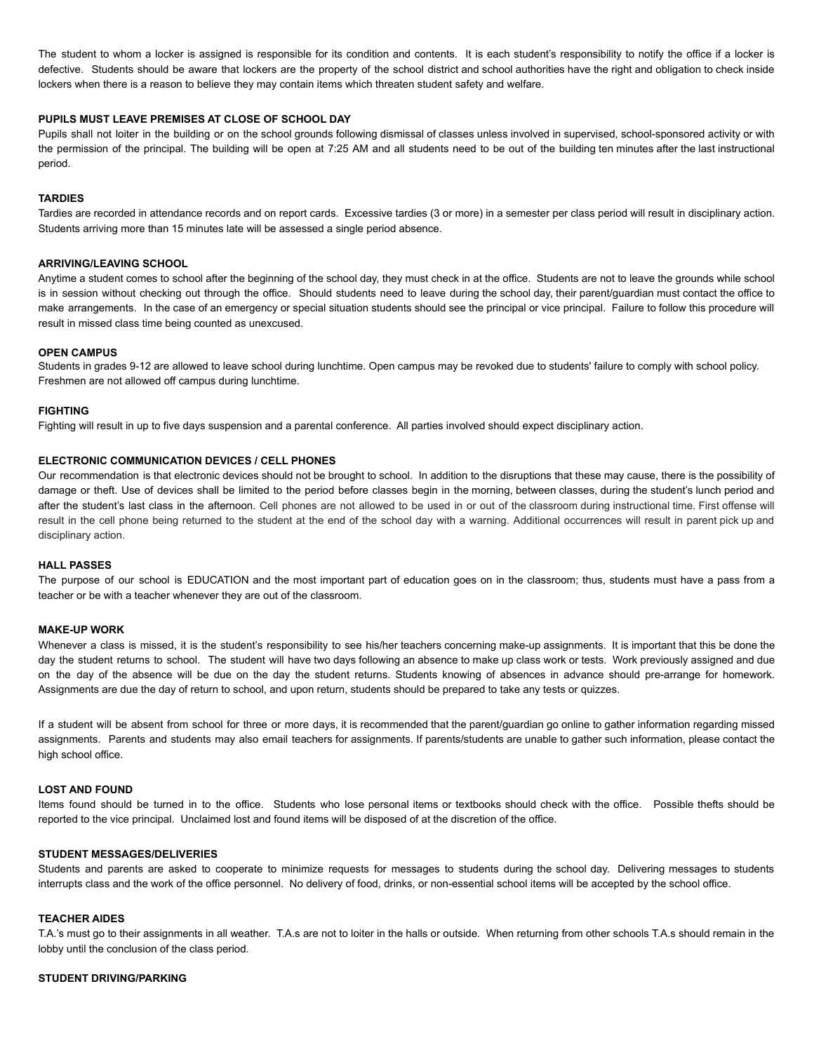The student to whom a locker is assigned is responsible for its condition and contents. It is each student's responsibility to notify the office if a locker is defective. Students should be aware that lockers are the property of the school district and school authorities have the right and obligation to check inside lockers when there is a reason to believe they may contain items which threaten student safety and welfare.

#### PUPILS MUST LEAVE PREMISES AT CLOSE OF SCHOOL DAY

Pupils shall not loiter in the building or on the school grounds following dismissal of classes unless involved in supervised, school-sponsored activity or with the permission of the principal. The building will be open at 7:25 AM and all students need to be out of the building ten minutes after the last instructional period.

#### TARDIES

Tardies are recorded in attendance records and on report cards. Excessive tardies (3 or more) in a semester per class period will result in disciplinary action. Students arriving more than 15 minutes late will be assessed a single period absence.

#### ARRIVING/LEAVING SCHOOL

Anytime a student comes to school after the beginning of the school day, they must check in at the office. Students are not to leave the grounds while school is in session without checking out through the office. Should students need to leave during the school day, their parent/guardian must contact the office to make arrangements. In the case of an emergency or special situation students should see the principal or vice principal. Failure to follow this procedure will result in missed class time being counted as unexcused.

#### OPEN CAMPUS

Students in grades 9-12 are allowed to leave school during lunchtime. Open campus may be revoked due to students' failure to comply with school policy. Freshmen are not allowed off campus during lunchtime.

#### FIGHTING

Fighting will result in up to five days suspension and a parental conference. All parties involved should expect disciplinary action.

#### ELECTRONIC COMMUNICATION DEVICES / CELL PHONES

Our recommendation is that electronic devices should not be brought to school. In addition to the disruptions that these may cause, there is the possibility of damage or theft. Use of devices shall be limited to the period before classes begin in the morning, between classes, during the student's lunch period and after the student's last class in the afternoon. Cell phones are not allowed to be used in or out of the classroom during instructional time. First offense will result in the cell phone being returned to the student at the end of the school day with a warning. Additional occurrences will result in parent pick up and disciplinary action.

#### HALL PASSES

The purpose of our school is EDUCATION and the most important part of education goes on in the classroom; thus, students must have a pass from a teacher or be with a teacher whenever they are out of the classroom.

#### MAKE-UP WORK

Whenever a class is missed, it is the student's responsibility to see his/her teachers concerning make-up assignments. It is important that this be done the day the student returns to school. The student will have two days following an absence to make up class work or tests. Work previously assigned and due on the day of the absence will be due on the day the student returns. Students knowing of absences in advance should pre-arrange for homework. Assignments are due the day of return to school, and upon return, students should be prepared to take any tests or quizzes.

If a student will be absent from school for three or more days, it is recommended that the parent/guardian go online to gather information regarding missed assignments. Parents and students may also email teachers for assignments. If parents/students are unable to gather such information, please contact the high school office.

#### LOST AND FOUND

Items found should be turned in to the office. Students who lose personal items or textbooks should check with the office. Possible thefts should be reported to the vice principal. Unclaimed lost and found items will be disposed of at the discretion of the office.

#### STUDENT MESSAGES/DELIVERIES

Students and parents are asked to cooperate to minimize requests for messages to students during the school day. Delivering messages to students interrupts class and the work of the office personnel. No delivery of food, drinks, or non-essential school items will be accepted by the school office.

#### TEACHER AIDES

T.A.'s must go to their assignments in all weather. T.A.s are not to loiter in the halls or outside. When returning from other schools T.A.s should remain in the lobby until the conclusion of the class period.

#### STUDENT DRIVING/PARKING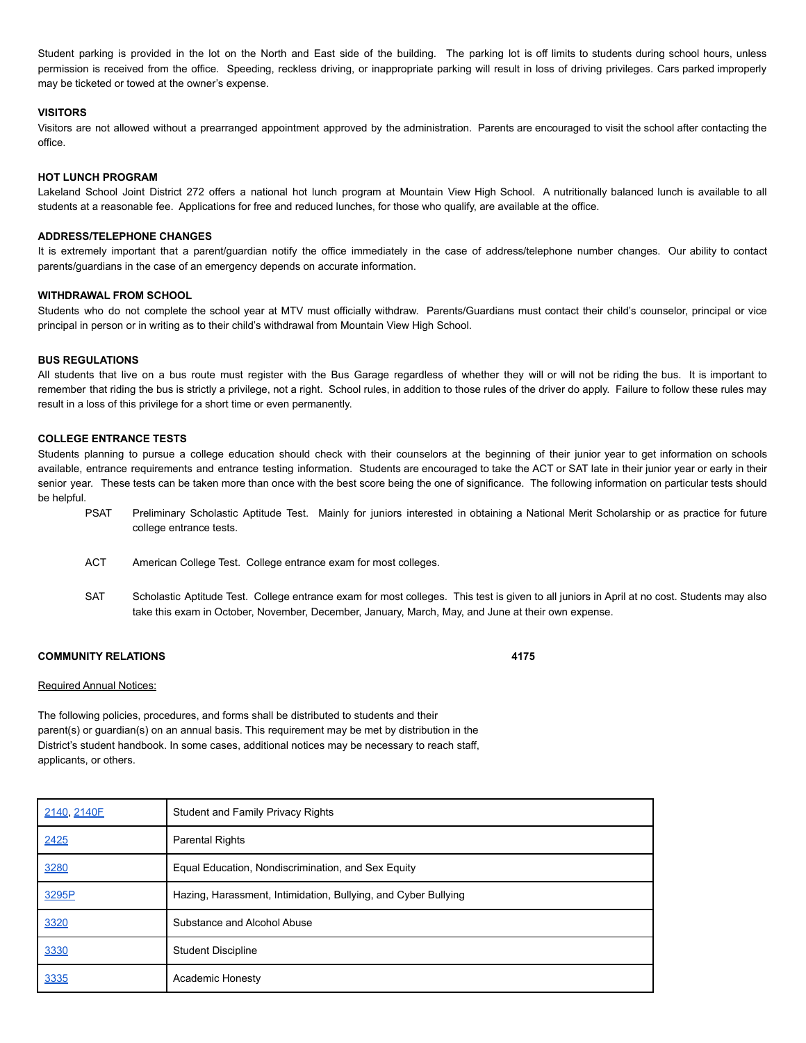Student parking is provided in the lot on the North and East side of the building. The parking lot is off limits to students during school hours, unless permission is received from the office. Speeding, reckless driving, or inappropriate parking will result in loss of driving privileges. Cars parked improperly may be ticketed or towed at the owner's expense.

**VISITORS**

Visitors are not allowed without a prearranged appointment approved by the administration. Parents are encouraged to visit the school after contacting the office.

**HOT LUNCH PROGRAM**

Lakeland School Joint District 272 offers a national hot lunch program at Mountain View High School. A nutritionally balanced lunch is available to all students at a reasonable fee. Applications for free and reduced lunches, for those who qualify, are available at the office.

**ADDRESS/TELEPHONE CHANGES**

It is extremely important that a parent/guardian notify the office immediately in the case of address/telephone number changes. Our ability to contact parents/guardians in the case of an emergency depends on accurate information.

**WITHDRAWAL FROM SCHOOL**

Students who do not complete the school year at MTV must officially withdraw. Parents/Guardians must contact their child's counselor, principal or vice principal in person or in writing as to their child's withdrawal from Mountain View High School.

**BUS REGULATIONS**

All students that live on a bus route must register with the Bus Garage regardless of whether they will or will not be riding the bus. It is important to remember that riding the bus is strictly a privilege, not a right. School rules, in addition to those rules of the driver do apply. Failure to follow these rules may result in a loss of this privilege for a short time or even permanently.

**COLLEGE ENTRANCE TESTS**

Students planning to pursue a college education should check with their counselors at the beginning of their junior year to get information on schools available, entrance requirements and entrance testing information. Students are encouraged to take the ACT or SAT late in their junior year or early in their senior year. These tests can be taken more than once with the best score being the one of significance. The following information on particular tests should be helpful.

- PSAT — Preliminary Scholastic Aptitude Test. Mainly for juniors interested in obtaining a National Merit Scholarship or as practice for future college entrance tests.
- ACT — American College Test. College entrance exam for most colleges.
- SAT — Scholastic Aptitude Test. College entrance exam for most colleges. This test is given to all juniors in April at no cost. Students may also take this exam in October, November, December, January, March, May, and June at their own expense.

**COMMUNITY RELATIONS** **4175**

Required Annual Notices:

The following policies, procedures, and forms shall be distributed to students and their parent(s) or guardian(s) on an annual basis. This requirement may be met by distribution in the District's student handbook. In some cases, additional notices may be necessary to reach staff, applicants, or others.

| | |
|---|---|
| 2140, 2140F | Student and Family Privacy Rights |
| 2425 | Parental Rights |
| 3280 | Equal Education, Nondiscrimination, and Sex Equity |
| 3295P | Hazing, Harassment, Intimidation, Bullying, and Cyber Bullying |
| 3320 | Substance and Alcohol Abuse |
| 3330 | Student Discipline |
| 3335 | Academic Honesty |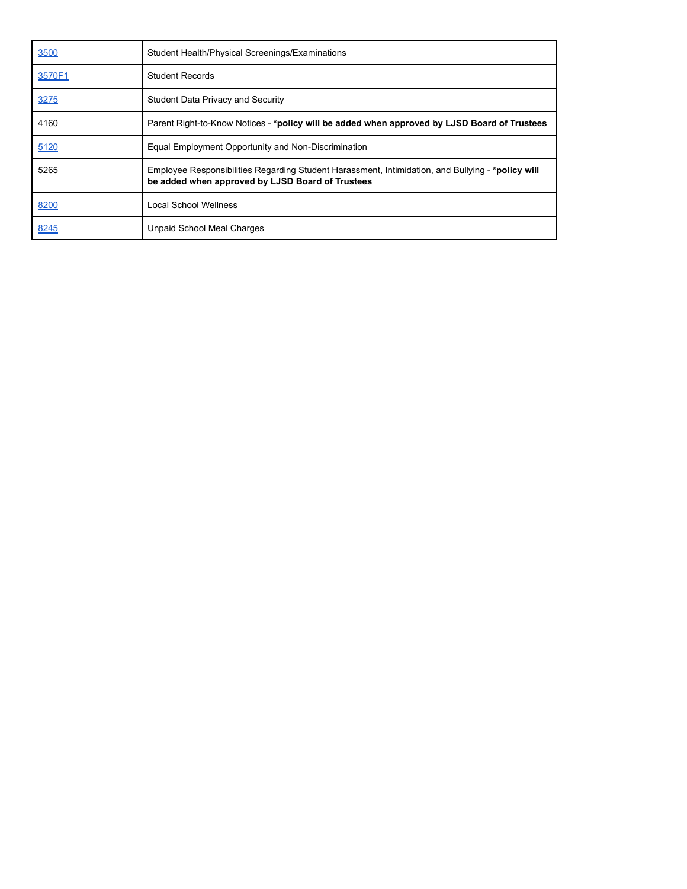| | |
|---|---|
| 3500 | Student Health/Physical Screenings/Examinations |
| 3570F1 | Student Records |
| 3275 | Student Data Privacy and Security |
| 4160 | Parent Right-to-Know Notices - ***policy will be added when approved by LJSD Board of Trustees** |
| 5120 | Equal Employment Opportunity and Non-Discrimination |
| 5265 | Employee Responsibilities Regarding Student Harassment, Intimidation, and Bullying - ***policy will be added when approved by LJSD Board of Trustees** |
| 8200 | Local School Wellness |
| 8245 | Unpaid School Meal Charges |